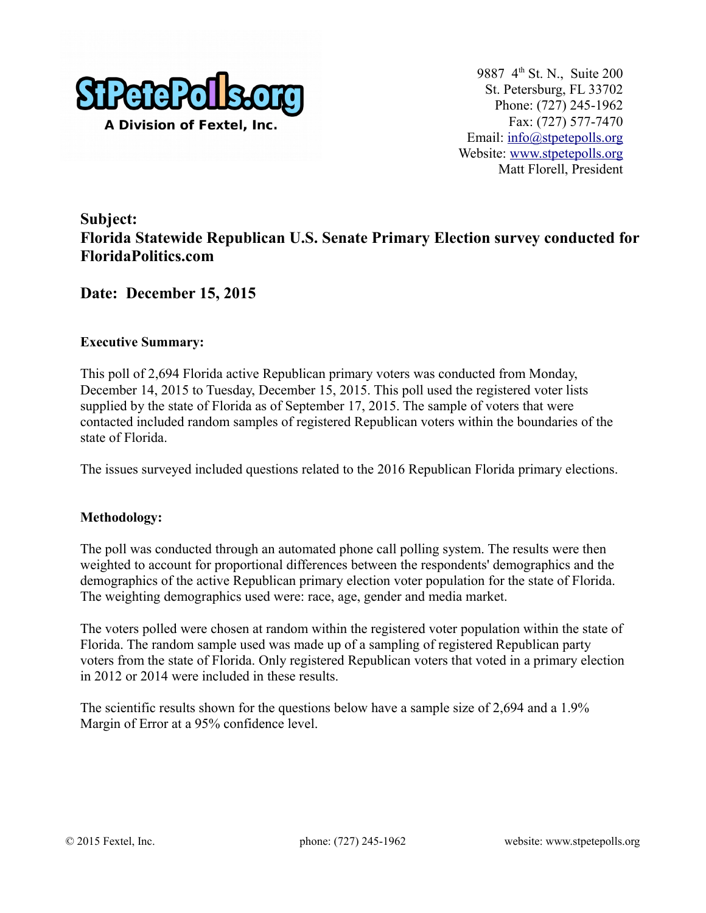StPetePolls.org
A Division of Fextel, Inc.

9887 4th St. N., Suite 200
St. Petersburg, FL 33702
Phone: (727) 245-1962
Fax: (727) 577-7470
Email: info@stpetepolls.org
Website: www.stpetepolls.org
Matt Florell, President

## Subject:
## Florida Statewide Republican U.S. Senate Primary Election survey conducted for FloridaPolitics.com

## Date: December 15, 2015

**Executive Summary:**

This poll of 2,694 Florida active Republican primary voters was conducted from Monday, December 14, 2015 to Tuesday, December 15, 2015. This poll used the registered voter lists supplied by the state of Florida as of September 17, 2015. The sample of voters that were contacted included random samples of registered Republican voters within the boundaries of the state of Florida.

The issues surveyed included questions related to the 2016 Republican Florida primary elections.

**Methodology:**

The poll was conducted through an automated phone call polling system. The results were then weighted to account for proportional differences between the respondents' demographics and the demographics of the active Republican primary election voter population for the state of Florida. The weighting demographics used were: race, age, gender and media market.

The voters polled were chosen at random within the registered voter population within the state of Florida. The random sample used was made up of a sampling of registered Republican party voters from the state of Florida. Only registered Republican voters that voted in a primary election in 2012 or 2014 were included in these results.

The scientific results shown for the questions below have a sample size of 2,694 and a 1.9% Margin of Error at a 95% confidence level.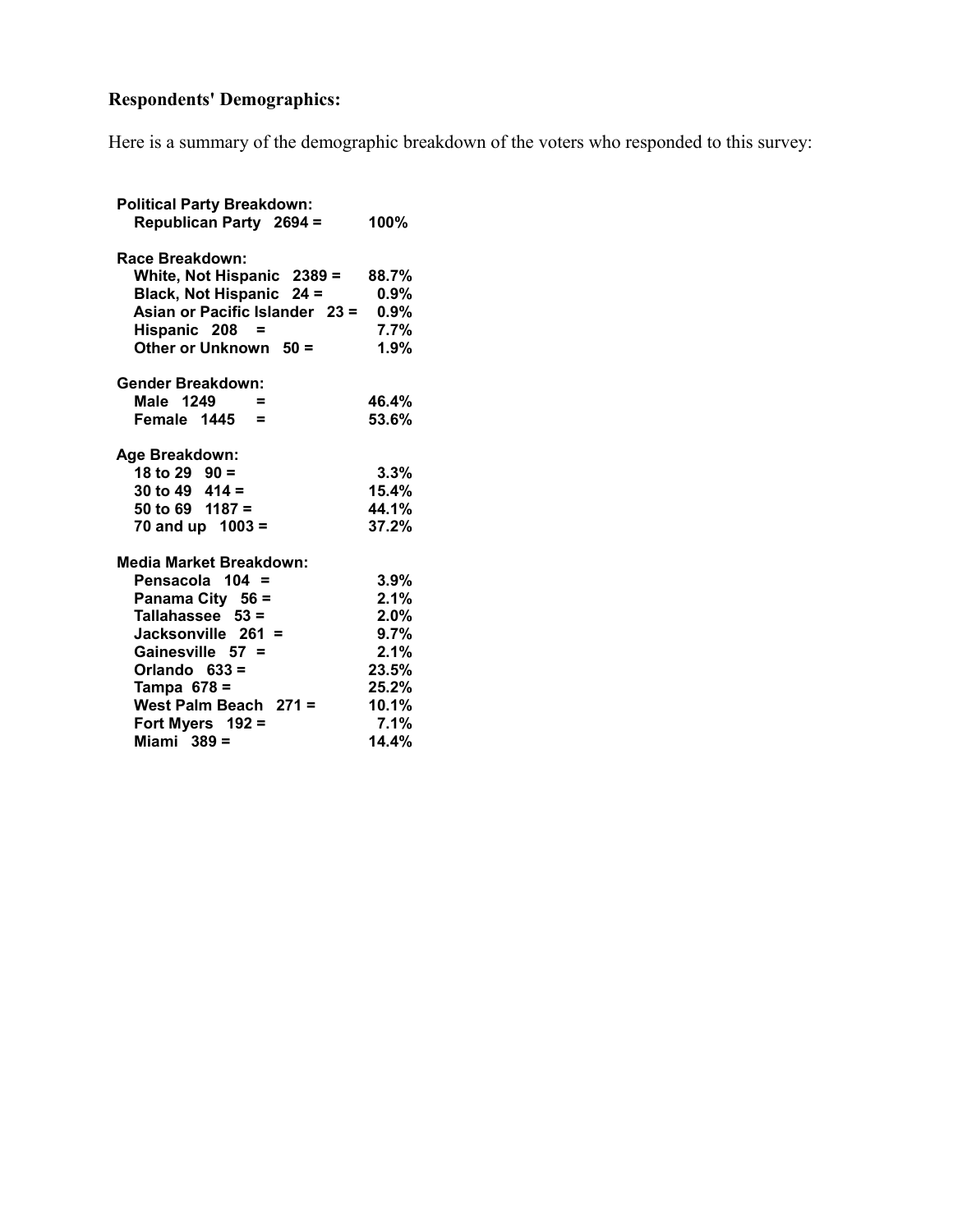**Respondents' Demographics:**

Here is a summary of the demographic breakdown of the voters who responded to this survey:

**Political Party Breakdown:**

| | |
|---|---|
| Republican Party 2694 = | 100% |

**Race Breakdown:**

| | |
|---|---|
| White, Not Hispanic 2389 = | 88.7% |
| Black, Not Hispanic 24 = | 0.9% |
| Asian or Pacific Islander 23 = | 0.9% |
| Hispanic 208 = | 7.7% |
| Other or Unknown 50 = | 1.9% |

**Gender Breakdown:**

| | |
|---|---|
| Male 1249 = | 46.4% |
| Female 1445 = | 53.6% |

**Age Breakdown:**

| | |
|---|---|
| 18 to 29 90 = | 3.3% |
| 30 to 49 414 = | 15.4% |
| 50 to 69 1187 = | 44.1% |
| 70 and up 1003 = | 37.2% |

**Media Market Breakdown:**

| | |
|---|---|
| Pensacola 104 = | 3.9% |
| Panama City 56 = | 2.1% |
| Tallahassee 53 = | 2.0% |
| Jacksonville 261 = | 9.7% |
| Gainesville 57 = | 2.1% |
| Orlando 633 = | 23.5% |
| Tampa 678 = | 25.2% |
| West Palm Beach 271 = | 10.1% |
| Fort Myers 192 = | 7.1% |
| Miami 389 = | 14.4% |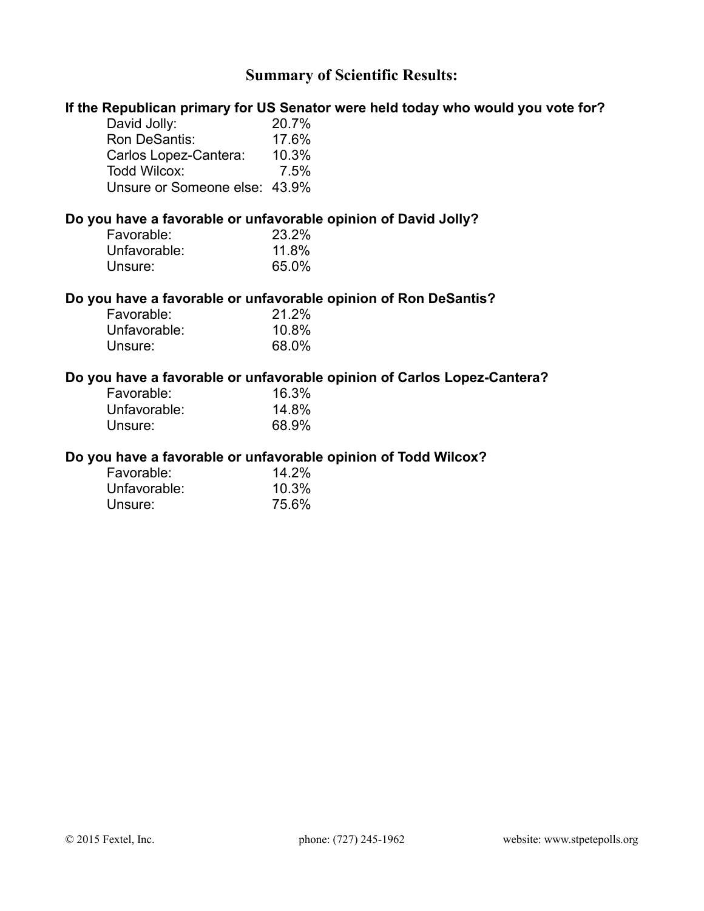## Summary of Scientific Results:

**If the Republican primary for US Senator were held today who would you vote for?**

| | |
|---|---|
| David Jolly: | 20.7% |
| Ron DeSantis: | 17.6% |
| Carlos Lopez-Cantera: | 10.3% |
| Todd Wilcox: | 7.5% |
| Unsure or Someone else: | 43.9% |

**Do you have a favorable or unfavorable opinion of David Jolly?**

| | |
|---|---|
| Favorable: | 23.2% |
| Unfavorable: | 11.8% |
| Unsure: | 65.0% |

**Do you have a favorable or unfavorable opinion of Ron DeSantis?**

| | |
|---|---|
| Favorable: | 21.2% |
| Unfavorable: | 10.8% |
| Unsure: | 68.0% |

**Do you have a favorable or unfavorable opinion of Carlos Lopez-Cantera?**

| | |
|---|---|
| Favorable: | 16.3% |
| Unfavorable: | 14.8% |
| Unsure: | 68.9% |

**Do you have a favorable or unfavorable opinion of Todd Wilcox?**

| | |
|---|---|
| Favorable: | 14.2% |
| Unfavorable: | 10.3% |
| Unsure: | 75.6% |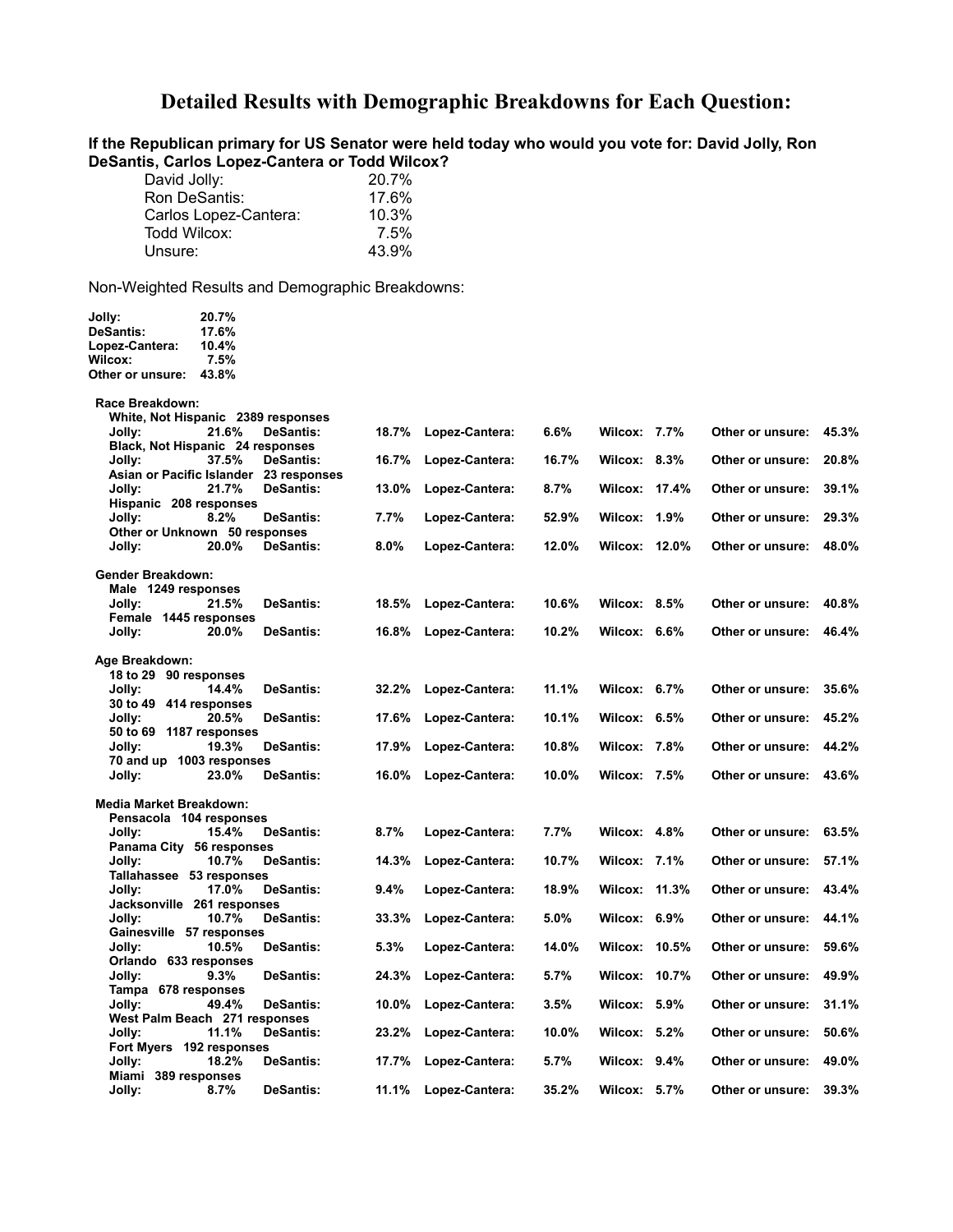# Detailed Results with Demographic Breakdowns for Each Question:

**If the Republican primary for US Senator were held today who would you vote for: David Jolly, Ron DeSantis, Carlos Lopez-Cantera or Todd Wilcox?**

| | |
|---|---|
| David Jolly: | 20.7% |
| Ron DeSantis: | 17.6% |
| Carlos Lopez-Cantera: | 10.3% |
| Todd Wilcox: | 7.5% |
| Unsure: | 43.9% |

Non-Weighted Results and Demographic Breakdowns:

| | |
|---|---|
| **Jolly:** | **20.7%** |
| **DeSantis:** | **17.6%** |
| **Lopez-Cantera:** | **10.4%** |
| **Wilcox:** | **7.5%** |
| **Other or unsure:** | **43.8%** |

**Race Breakdown:**

| Group | Responses | Jolly | DeSantis | Lopez-Cantera | Wilcox | Other or unsure |
|---|---|---|---|---|---|---|
| White, Not Hispanic | 2389 | 21.6% | 18.7% | 6.6% | 7.7% | 45.3% |
| Black, Not Hispanic | 24 | 37.5% | 16.7% | 16.7% | 8.3% | 20.8% |
| Asian or Pacific Islander | 23 | 21.7% | 13.0% | 8.7% | 17.4% | 39.1% |
| Hispanic | 208 | 8.2% | 7.7% | 52.9% | 1.9% | 29.3% |
| Other or Unknown | 50 | 20.0% | 8.0% | 12.0% | 12.0% | 48.0% |

**Gender Breakdown:**

| Group | Responses | Jolly | DeSantis | Lopez-Cantera | Wilcox | Other or unsure |
|---|---|---|---|---|---|---|
| Male | 1249 | 21.5% | 18.5% | 10.6% | 8.5% | 40.8% |
| Female | 1445 | 20.0% | 16.8% | 10.2% | 6.6% | 46.4% |

**Age Breakdown:**

| Group | Responses | Jolly | DeSantis | Lopez-Cantera | Wilcox | Other or unsure |
|---|---|---|---|---|---|---|
| 18 to 29 | 90 | 14.4% | 32.2% | 11.1% | 6.7% | 35.6% |
| 30 to 49 | 414 | 20.5% | 17.6% | 10.1% | 6.5% | 45.2% |
| 50 to 69 | 1187 | 19.3% | 17.9% | 10.8% | 7.8% | 44.2% |
| 70 and up | 1003 | 23.0% | 16.0% | 10.0% | 7.5% | 43.6% |

**Media Market Breakdown:**

| Group | Responses | Jolly | DeSantis | Lopez-Cantera | Wilcox | Other or unsure |
|---|---|---|---|---|---|---|
| Pensacola | 104 | 15.4% | 8.7% | 7.7% | 4.8% | 63.5% |
| Panama City | 56 | 10.7% | 14.3% | 10.7% | 7.1% | 57.1% |
| Tallahassee | 53 | 17.0% | 9.4% | 18.9% | 11.3% | 43.4% |
| Jacksonville | 261 | 10.7% | 33.3% | 5.0% | 6.9% | 44.1% |
| Gainesville | 57 | 10.5% | 5.3% | 14.0% | 10.5% | 59.6% |
| Orlando | 633 | 9.3% | 24.3% | 5.7% | 10.7% | 49.9% |
| Tampa | 678 | 49.4% | 10.0% | 3.5% | 5.9% | 31.1% |
| West Palm Beach | 271 | 11.1% | 23.2% | 10.0% | 5.2% | 50.6% |
| Fort Myers | 192 | 18.2% | 17.7% | 5.7% | 9.4% | 49.0% |
| Miami | 389 | 8.7% | 11.1% | 35.2% | 5.7% | 39.3% |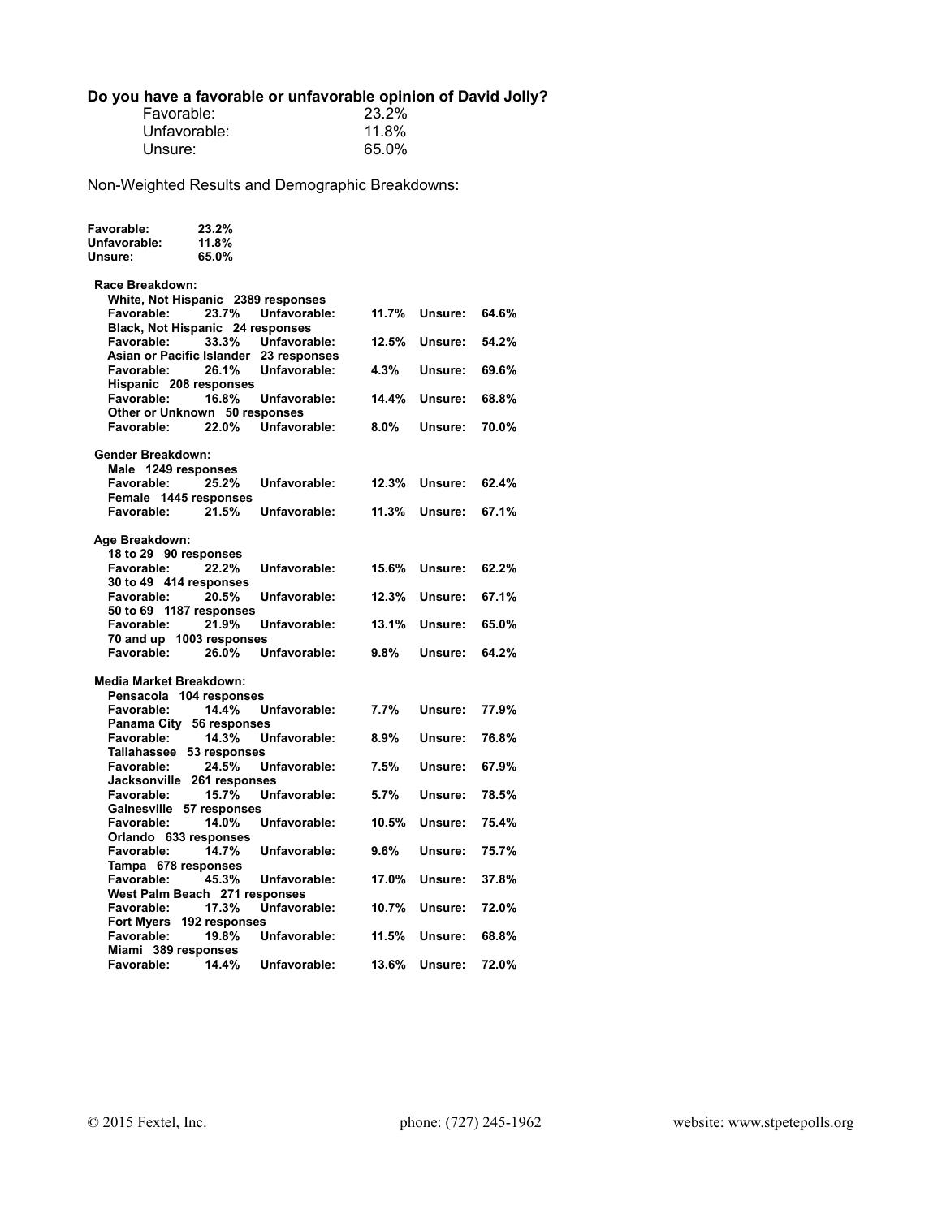**Do you have a favorable or unfavorable opinion of David Jolly?**

| | |
|---|---|
| Favorable: | 23.2% |
| Unfavorable: | 11.8% |
| Unsure: | 65.0% |

Non-Weighted Results and Demographic Breakdowns:

| | |
|---|---|
| **Favorable:** | **23.2%** |
| **Unfavorable:** | **11.8%** |
| **Unsure:** | **65.0%** |

**Race Breakdown:**

| Group | Favorable | Unfavorable | Unsure |
|---|---|---|---|
| White, Not Hispanic 2389 responses | 23.7% | 11.7% | 64.6% |
| Black, Not Hispanic 24 responses | 33.3% | 12.5% | 54.2% |
| Asian or Pacific Islander 23 responses | 26.1% | 4.3% | 69.6% |
| Hispanic 208 responses | 16.8% | 14.4% | 68.8% |
| Other or Unknown 50 responses | 22.0% | 8.0% | 70.0% |

**Gender Breakdown:**

| Group | Favorable | Unfavorable | Unsure |
|---|---|---|---|
| Male 1249 responses | 25.2% | 12.3% | 62.4% |
| Female 1445 responses | 21.5% | 11.3% | 67.1% |

**Age Breakdown:**

| Group | Favorable | Unfavorable | Unsure |
|---|---|---|---|
| 18 to 29 90 responses | 22.2% | 15.6% | 62.2% |
| 30 to 49 414 responses | 20.5% | 12.3% | 67.1% |
| 50 to 69 1187 responses | 21.9% | 13.1% | 65.0% |
| 70 and up 1003 responses | 26.0% | 9.8% | 64.2% |

**Media Market Breakdown:**

| Group | Favorable | Unfavorable | Unsure |
|---|---|---|---|
| Pensacola 104 responses | 14.4% | 7.7% | 77.9% |
| Panama City 56 responses | 14.3% | 8.9% | 76.8% |
| Tallahassee 53 responses | 24.5% | 7.5% | 67.9% |
| Jacksonville 261 responses | 15.7% | 5.7% | 78.5% |
| Gainesville 57 responses | 14.0% | 10.5% | 75.4% |
| Orlando 633 responses | 14.7% | 9.6% | 75.7% |
| Tampa 678 responses | 45.3% | 17.0% | 37.8% |
| West Palm Beach 271 responses | 17.3% | 10.7% | 72.0% |
| Fort Myers 192 responses | 19.8% | 11.5% | 68.8% |
| Miami 389 responses | 14.4% | 13.6% | 72.0% |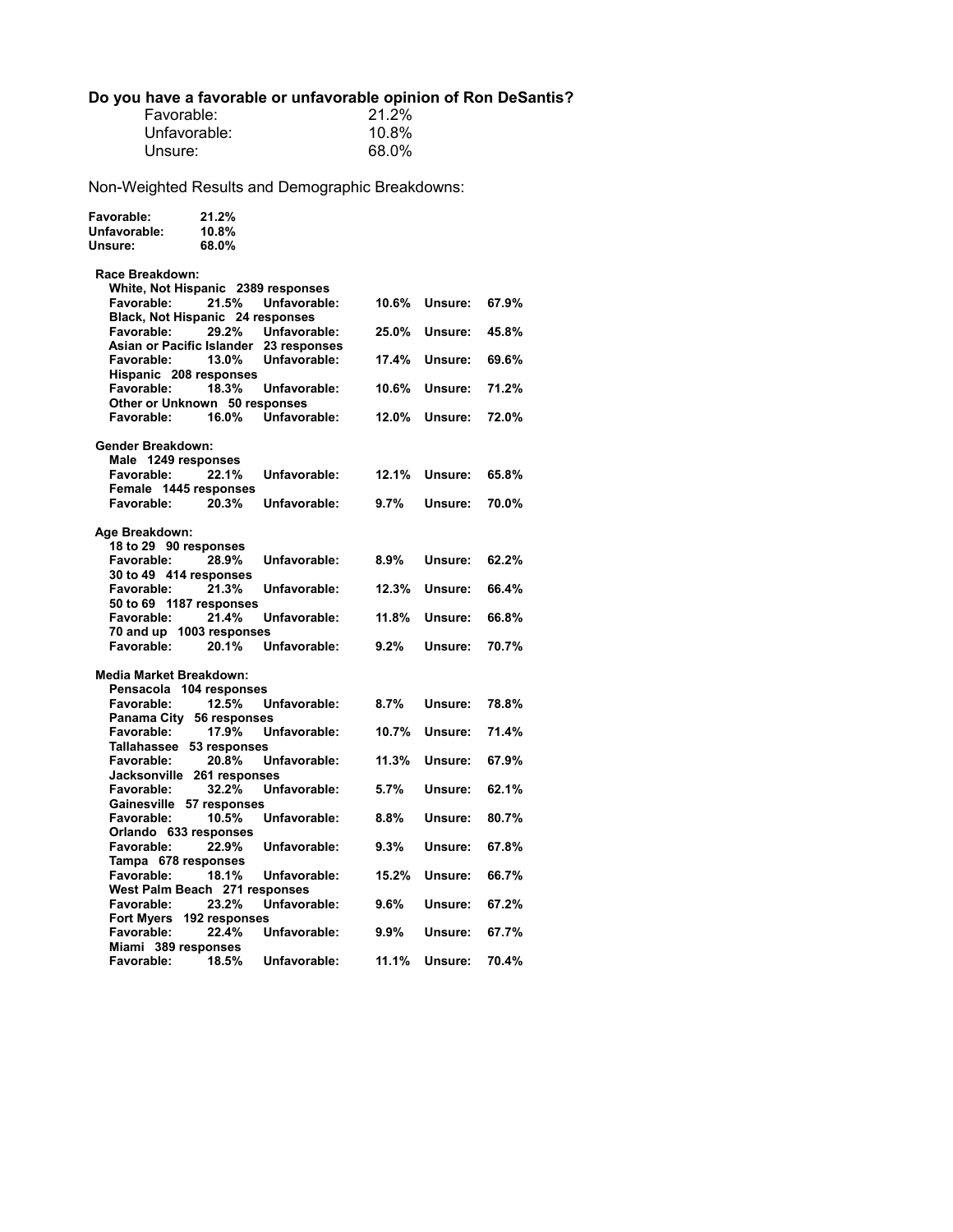## Do you have a favorable or unfavorable opinion of Ron DeSantis?

| | |
|---|---|
| Favorable: | 21.2% |
| Unfavorable: | 10.8% |
| Unsure: | 68.0% |

Non-Weighted Results and Demographic Breakdowns:

| | |
|---|---|
| **Favorable:** | **21.2%** |
| **Unfavorable:** | **10.8%** |
| **Unsure:** | **68.0%** |

**Race Breakdown:**

| Group | Responses | Favorable | Unfavorable | Unsure |
|---|---|---|---|---|
| White, Not Hispanic | 2389 | 21.5% | 10.6% | 67.9% |
| Black, Not Hispanic | 24 | 29.2% | 25.0% | 45.8% |
| Asian or Pacific Islander | 23 | 13.0% | 17.4% | 69.6% |
| Hispanic | 208 | 18.3% | 10.6% | 71.2% |
| Other or Unknown | 50 | 16.0% | 12.0% | 72.0% |

**Gender Breakdown:**

| Group | Responses | Favorable | Unfavorable | Unsure |
|---|---|---|---|---|
| Male | 1249 | 22.1% | 12.1% | 65.8% |
| Female | 1445 | 20.3% | 9.7% | 70.0% |

**Age Breakdown:**

| Group | Responses | Favorable | Unfavorable | Unsure |
|---|---|---|---|---|
| 18 to 29 | 90 | 28.9% | 8.9% | 62.2% |
| 30 to 49 | 414 | 21.3% | 12.3% | 66.4% |
| 50 to 69 | 1187 | 21.4% | 11.8% | 66.8% |
| 70 and up | 1003 | 20.1% | 9.2% | 70.7% |

**Media Market Breakdown:**

| Group | Responses | Favorable | Unfavorable | Unsure |
|---|---|---|---|---|
| Pensacola | 104 | 12.5% | 8.7% | 78.8% |
| Panama City | 56 | 17.9% | 10.7% | 71.4% |
| Tallahassee | 53 | 20.8% | 11.3% | 67.9% |
| Jacksonville | 261 | 32.2% | 5.7% | 62.1% |
| Gainesville | 57 | 10.5% | 8.8% | 80.7% |
| Orlando | 633 | 22.9% | 9.3% | 67.8% |
| Tampa | 678 | 18.1% | 15.2% | 66.7% |
| West Palm Beach | 271 | 23.2% | 9.6% | 67.2% |
| Fort Myers | 192 | 22.4% | 9.9% | 67.7% |
| Miami | 389 | 18.5% | 11.1% | 70.4% |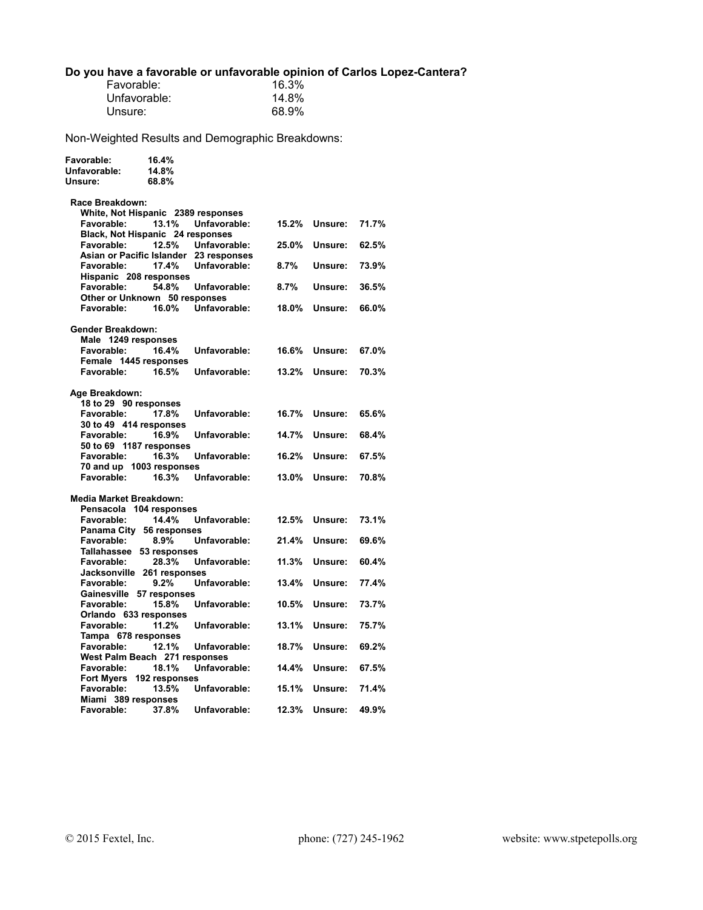**Do you have a favorable or unfavorable opinion of Carlos Lopez-Cantera?**

| | |
|---|---|
| Favorable: | 16.3% |
| Unfavorable: | 14.8% |
| Unsure: | 68.9% |

Non-Weighted Results and Demographic Breakdowns:

| | |
|---|---|
| **Favorable:** | **16.4%** |
| **Unfavorable:** | **14.8%** |
| **Unsure:** | **68.8%** |

**Race Breakdown:**

| Group | Responses | Favorable | Unfavorable | Unsure |
|---|---|---|---|---|
| White, Not Hispanic | 2389 | 13.1% | 15.2% | 71.7% |
| Black, Not Hispanic | 24 | 12.5% | 25.0% | 62.5% |
| Asian or Pacific Islander | 23 | 17.4% | 8.7% | 73.9% |
| Hispanic | 208 | 54.8% | 8.7% | 36.5% |
| Other or Unknown | 50 | 16.0% | 18.0% | 66.0% |

**Gender Breakdown:**

| Group | Responses | Favorable | Unfavorable | Unsure |
|---|---|---|---|---|
| Male | 1249 | 16.4% | 16.6% | 67.0% |
| Female | 1445 | 16.5% | 13.2% | 70.3% |

**Age Breakdown:**

| Group | Responses | Favorable | Unfavorable | Unsure |
|---|---|---|---|---|
| 18 to 29 | 90 | 17.8% | 16.7% | 65.6% |
| 30 to 49 | 414 | 16.9% | 14.7% | 68.4% |
| 50 to 69 | 1187 | 16.3% | 16.2% | 67.5% |
| 70 and up | 1003 | 16.3% | 13.0% | 70.8% |

**Media Market Breakdown:**

| Group | Responses | Favorable | Unfavorable | Unsure |
|---|---|---|---|---|
| Pensacola | 104 | 14.4% | 12.5% | 73.1% |
| Panama City | 56 | 8.9% | 21.4% | 69.6% |
| Tallahassee | 53 | 28.3% | 11.3% | 60.4% |
| Jacksonville | 261 | 9.2% | 13.4% | 77.4% |
| Gainesville | 57 | 15.8% | 10.5% | 73.7% |
| Orlando | 633 | 11.2% | 13.1% | 75.7% |
| Tampa | 678 | 12.1% | 18.7% | 69.2% |
| West Palm Beach | 271 | 18.1% | 14.4% | 67.5% |
| Fort Myers | 192 | 13.5% | 15.1% | 71.4% |
| Miami | 389 | 37.8% | 12.3% | 49.9% |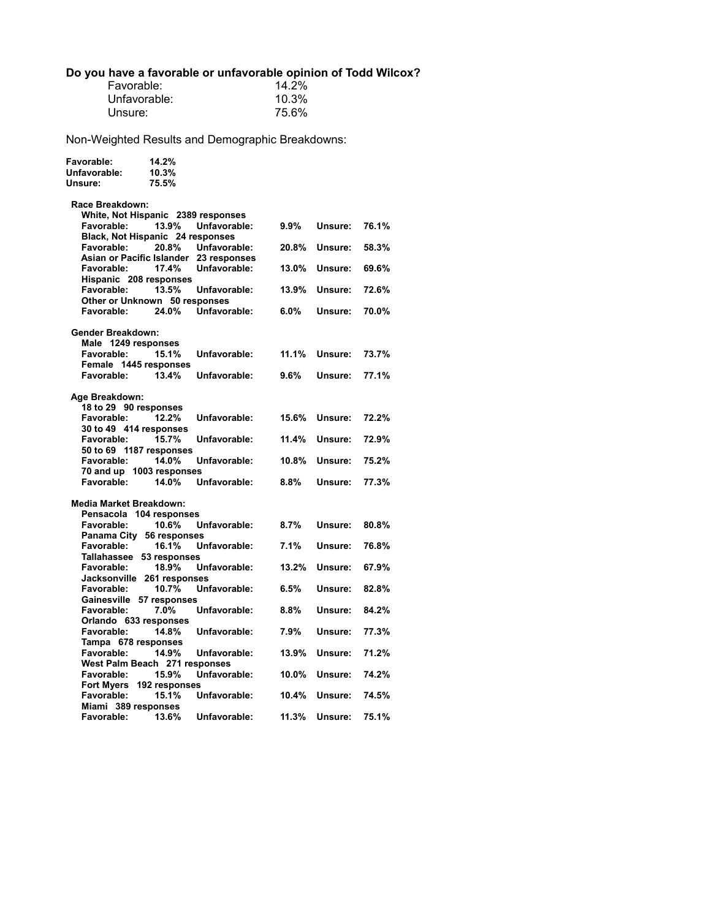**Do you have a favorable or unfavorable opinion of Todd Wilcox?**

| | |
|---|---|
| Favorable: | 14.2% |
| Unfavorable: | 10.3% |
| Unsure: | 75.6% |

Non-Weighted Results and Demographic Breakdowns:

| | |
|---|---|
| **Favorable:** | **14.2%** |
| **Unfavorable:** | **10.3%** |
| **Unsure:** | **75.5%** |

**Race Breakdown:**

**White, Not Hispanic 2389 responses**

| | | | | | |
|---|---|---|---|---|---|
| **Favorable:** | **13.9%** | **Unfavorable:** | **9.9%** | **Unsure:** | **76.1%** |

**Black, Not Hispanic 24 responses**

| | | | | | |
|---|---|---|---|---|---|
| **Favorable:** | **20.8%** | **Unfavorable:** | **20.8%** | **Unsure:** | **58.3%** |

**Asian or Pacific Islander 23 responses**

| | | | | | |
|---|---|---|---|---|---|
| **Favorable:** | **17.4%** | **Unfavorable:** | **13.0%** | **Unsure:** | **69.6%** |

**Hispanic 208 responses**

| | | | | | |
|---|---|---|---|---|---|
| **Favorable:** | **13.5%** | **Unfavorable:** | **13.9%** | **Unsure:** | **72.6%** |

**Other or Unknown 50 responses**

| | | | | | |
|---|---|---|---|---|---|
| **Favorable:** | **24.0%** | **Unfavorable:** | **6.0%** | **Unsure:** | **70.0%** |

**Gender Breakdown:**

**Male 1249 responses**

| | | | | | |
|---|---|---|---|---|---|
| **Favorable:** | **15.1%** | **Unfavorable:** | **11.1%** | **Unsure:** | **73.7%** |

**Female 1445 responses**

| | | | | | |
|---|---|---|---|---|---|
| **Favorable:** | **13.4%** | **Unfavorable:** | **9.6%** | **Unsure:** | **77.1%** |

**Age Breakdown:**

**18 to 29 90 responses**

| | | | | | |
|---|---|---|---|---|---|
| **Favorable:** | **12.2%** | **Unfavorable:** | **15.6%** | **Unsure:** | **72.2%** |

**30 to 49 414 responses**

| | | | | | |
|---|---|---|---|---|---|
| **Favorable:** | **15.7%** | **Unfavorable:** | **11.4%** | **Unsure:** | **72.9%** |

**50 to 69 1187 responses**

| | | | | | |
|---|---|---|---|---|---|
| **Favorable:** | **14.0%** | **Unfavorable:** | **10.8%** | **Unsure:** | **75.2%** |

**70 and up 1003 responses**

| | | | | | |
|---|---|---|---|---|---|
| **Favorable:** | **14.0%** | **Unfavorable:** | **8.8%** | **Unsure:** | **77.3%** |

**Media Market Breakdown:**

**Pensacola 104 responses**

| | | | | | |
|---|---|---|---|---|---|
| **Favorable:** | **10.6%** | **Unfavorable:** | **8.7%** | **Unsure:** | **80.8%** |

**Panama City 56 responses**

| | | | | | |
|---|---|---|---|---|---|
| **Favorable:** | **16.1%** | **Unfavorable:** | **7.1%** | **Unsure:** | **76.8%** |

**Tallahassee 53 responses**

| | | | | | |
|---|---|---|---|---|---|
| **Favorable:** | **18.9%** | **Unfavorable:** | **13.2%** | **Unsure:** | **67.9%** |

**Jacksonville 261 responses**

| | | | | | |
|---|---|---|---|---|---|
| **Favorable:** | **10.7%** | **Unfavorable:** | **6.5%** | **Unsure:** | **82.8%** |

**Gainesville 57 responses**

| | | | | | |
|---|---|---|---|---|---|
| **Favorable:** | **7.0%** | **Unfavorable:** | **8.8%** | **Unsure:** | **84.2%** |

**Orlando 633 responses**

| | | | | | |
|---|---|---|---|---|---|
| **Favorable:** | **14.8%** | **Unfavorable:** | **7.9%** | **Unsure:** | **77.3%** |

**Tampa 678 responses**

| | | | | | |
|---|---|---|---|---|---|
| **Favorable:** | **14.9%** | **Unfavorable:** | **13.9%** | **Unsure:** | **71.2%** |

**West Palm Beach 271 responses**

| | | | | | |
|---|---|---|---|---|---|
| **Favorable:** | **15.9%** | **Unfavorable:** | **10.0%** | **Unsure:** | **74.2%** |

**Fort Myers 192 responses**

| | | | | | |
|---|---|---|---|---|---|
| **Favorable:** | **15.1%** | **Unfavorable:** | **10.4%** | **Unsure:** | **74.5%** |

**Miami 389 responses**

| | | | | | |
|---|---|---|---|---|---|
| **Favorable:** | **13.6%** | **Unfavorable:** | **11.3%** | **Unsure:** | **75.1%** |